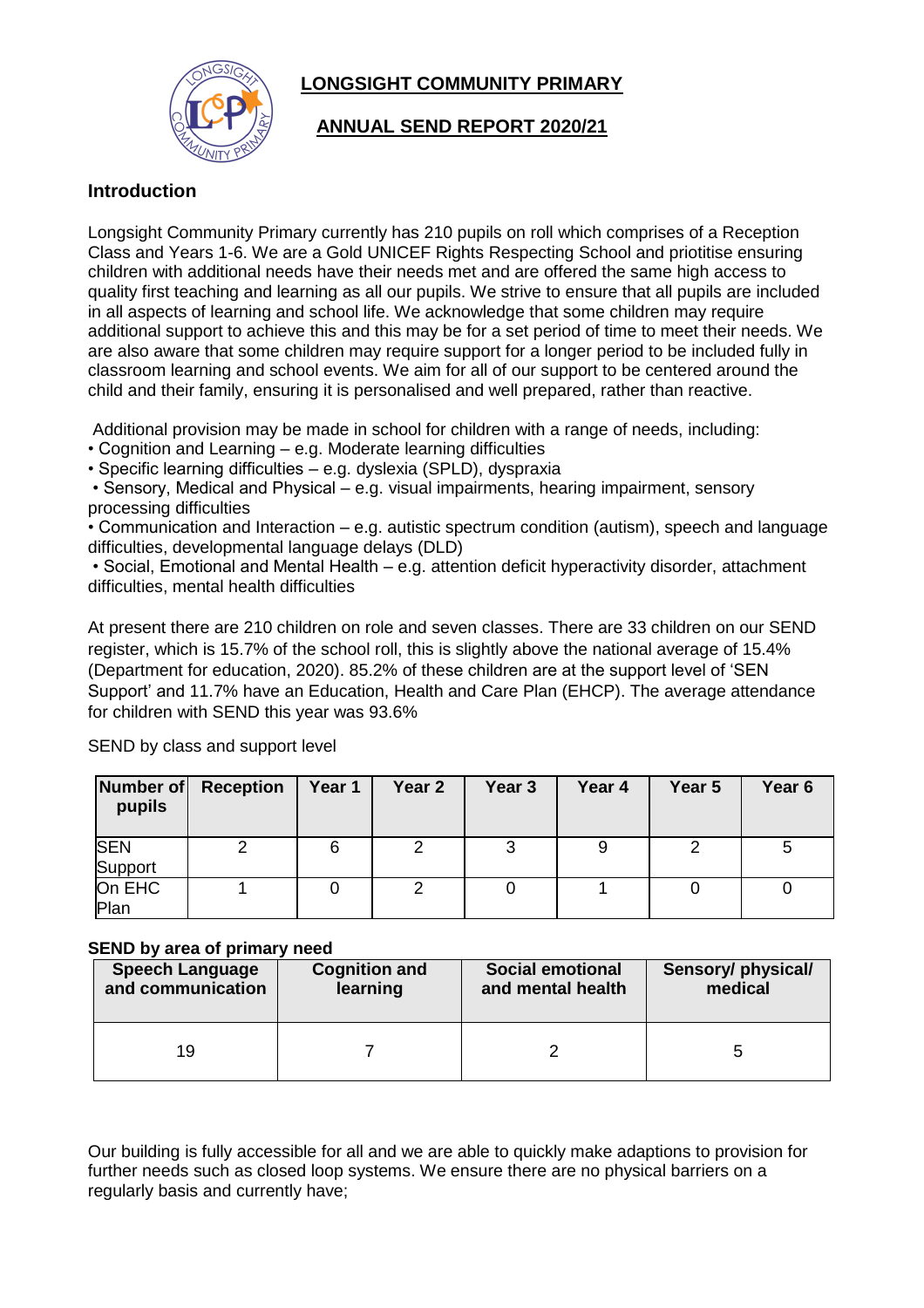# LONGSIGHT COMMUNITY PRIMARY

## ANNUAL SEND REPORT 2020/21

### Introduction

Longsight Community Primary currently has 210 pupils on roll which comprises of a Reception Class and Years 1-6. We are a Gold UNICEF Rights Respecting School and priotitise ensuring children with additional needs have their needs met and are offered the same high access to quality first teaching and learning as all our pupils. We strive to ensure that all pupils are included in all aspects of learning and school life. We acknowledge that some children may require additional support to achieve this and this may be for a set period of time to meet their needs. We are also aware that some children may require support for a longer period to be included fully in classroom learning and school events. We aim for all of our support to be centered around the child and their family, ensuring it is personalised and well prepared, rather than reactive.

Additional provision may be made in school for children with a range of needs, including:

- Cognition and Learning – e.g. Moderate learning difficulties
- Specific learning difficulties – e.g. dyslexia (SPLD), dyspraxia
- Sensory, Medical and Physical – e.g. visual impairments, hearing impairment, sensory processing difficulties
- Communication and Interaction – e.g. autistic spectrum condition (autism), speech and language difficulties, developmental language delays (DLD)
- Social, Emotional and Mental Health – e.g. attention deficit hyperactivity disorder, attachment difficulties, mental health difficulties

At present there are 210 children on role and seven classes. There are 33 children on our SEND register, which is 15.7% of the school roll, this is slightly above the national average of 15.4% (Department for education, 2020). 85.2% of these children are at the support level of 'SEN Support' and 11.7% have an Education, Health and Care Plan (EHCP). The average attendance for children with SEND this year was 93.6%

SEND by class and support level

| Number of pupils | Reception | Year 1 | Year 2 | Year 3 | Year 4 | Year 5 | Year 6 |
|---|---|---|---|---|---|---|---|
| SEN Support | 2 | 6 | 2 | 3 | 9 | 2 | 5 |
| On EHC Plan | 1 | 0 | 2 | 0 | 1 | 0 | 0 |

**SEND by area of primary need**

| Speech Language and communication | Cognition and learning | Social emotional and mental health | Sensory/ physical/ medical |
|---|---|---|---|
| 19 | 7 | 2 | 5 |

Our building is fully accessible for all and we are able to quickly make adaptions to provision for further needs such as closed loop systems. We ensure there are no physical barriers on a regularly basis and currently have;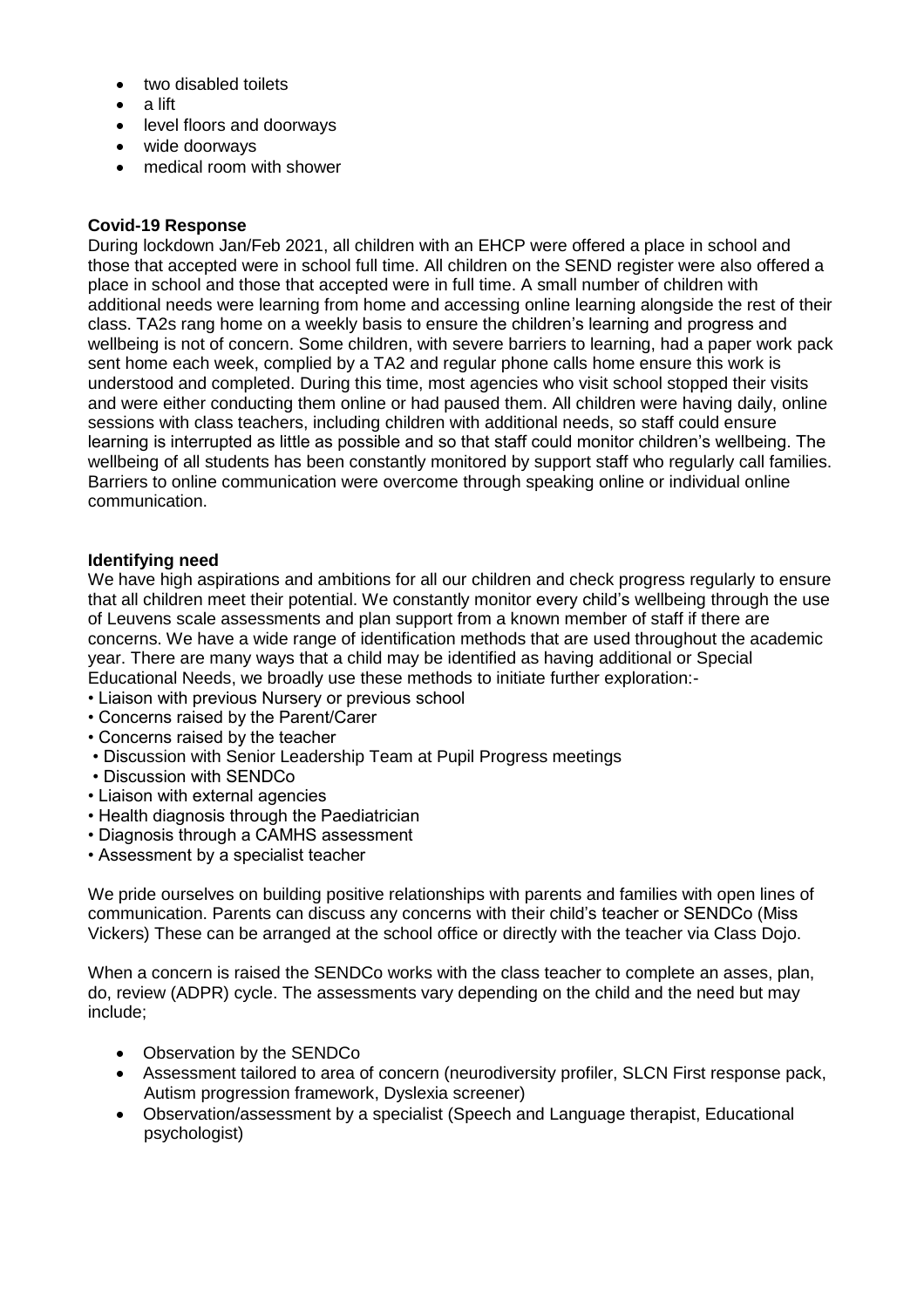- two disabled toilets
- a lift
- level floors and doorways
- wide doorways
- medical room with shower

**Covid-19 Response**

During lockdown Jan/Feb 2021, all children with an EHCP were offered a place in school and those that accepted were in school full time. All children on the SEND register were also offered a place in school and those that accepted were in full time. A small number of children with additional needs were learning from home and accessing online learning alongside the rest of their class. TA2s rang home on a weekly basis to ensure the children's learning and progress and wellbeing is not of concern. Some children, with severe barriers to learning, had a paper work pack sent home each week, complied by a TA2 and regular phone calls home ensure this work is understood and completed. During this time, most agencies who visit school stopped their visits and were either conducting them online or had paused them. All children were having daily, online sessions with class teachers, including children with additional needs, so staff could ensure learning is interrupted as little as possible and so that staff could monitor children's wellbeing. The wellbeing of all students has been constantly monitored by support staff who regularly call families. Barriers to online communication were overcome through speaking online or individual online communication.

**Identifying need**

We have high aspirations and ambitions for all our children and check progress regularly to ensure that all children meet their potential. We constantly monitor every child's wellbeing through the use of Leuvens scale assessments and plan support from a known member of staff if there are concerns. We have a wide range of identification methods that are used throughout the academic year. There are many ways that a child may be identified as having additional or Special Educational Needs, we broadly use these methods to initiate further exploration:-

- Liaison with previous Nursery or previous school
- Concerns raised by the Parent/Carer
- Concerns raised by the teacher
- Discussion with Senior Leadership Team at Pupil Progress meetings
- Discussion with SENDCo
- Liaison with external agencies
- Health diagnosis through the Paediatrician
- Diagnosis through a CAMHS assessment
- Assessment by a specialist teacher

We pride ourselves on building positive relationships with parents and families with open lines of communication. Parents can discuss any concerns with their child's teacher or SENDCo (Miss Vickers) These can be arranged at the school office or directly with the teacher via Class Dojo.

When a concern is raised the SENDCo works with the class teacher to complete an asses, plan, do, review (ADPR) cycle. The assessments vary depending on the child and the need but may include;

- Observation by the SENDCo
- Assessment tailored to area of concern (neurodiversity profiler, SLCN First response pack, Autism progression framework, Dyslexia screener)
- Observation/assessment by a specialist (Speech and Language therapist, Educational psychologist)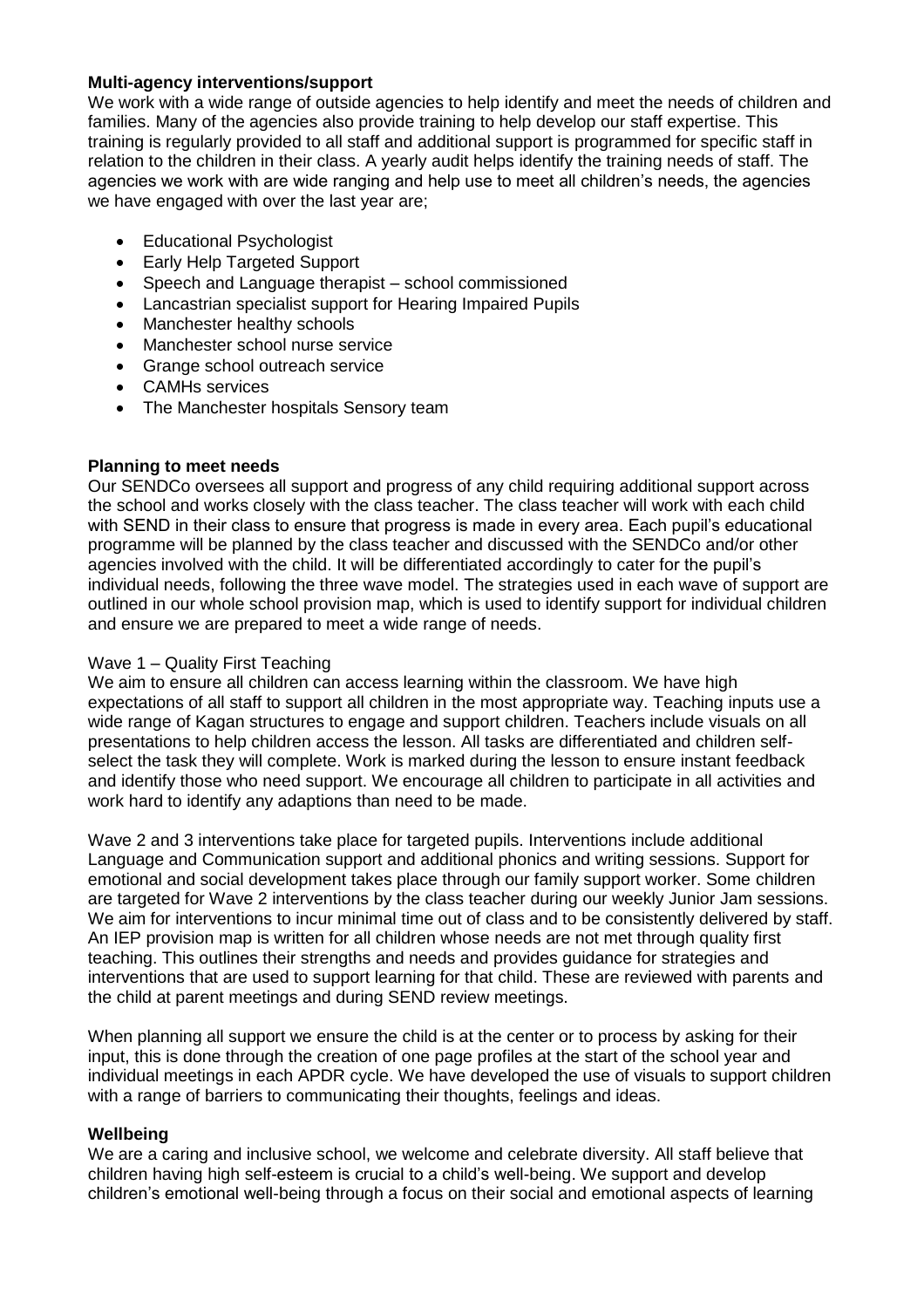**Multi-agency interventions/support**

We work with a wide range of outside agencies to help identify and meet the needs of children and families. Many of the agencies also provide training to help develop our staff expertise. This training is regularly provided to all staff and additional support is programmed for specific staff in relation to the children in their class. A yearly audit helps identify the training needs of staff. The agencies we work with are wide ranging and help use to meet all children's needs, the agencies we have engaged with over the last year are;

- Educational Psychologist
- Early Help Targeted Support
- Speech and Language therapist – school commissioned
- Lancastrian specialist support for Hearing Impaired Pupils
- Manchester healthy schools
- Manchester school nurse service
- Grange school outreach service
- CAMHs services
- The Manchester hospitals Sensory team

**Planning to meet needs**

Our SENDCo oversees all support and progress of any child requiring additional support across the school and works closely with the class teacher. The class teacher will work with each child with SEND in their class to ensure that progress is made in every area. Each pupil's educational programme will be planned by the class teacher and discussed with the SENDCo and/or other agencies involved with the child. It will be differentiated accordingly to cater for the pupil's individual needs, following the three wave model. The strategies used in each wave of support are outlined in our whole school provision map, which is used to identify support for individual children and ensure we are prepared to meet a wide range of needs.

Wave 1 – Quality First Teaching

We aim to ensure all children can access learning within the classroom. We have high expectations of all staff to support all children in the most appropriate way. Teaching inputs use a wide range of Kagan structures to engage and support children. Teachers include visuals on all presentations to help children access the lesson. All tasks are differentiated and children self-select the task they will complete. Work is marked during the lesson to ensure instant feedback and identify those who need support. We encourage all children to participate in all activities and work hard to identify any adaptions than need to be made.

Wave 2 and 3 interventions take place for targeted pupils. Interventions include additional Language and Communication support and additional phonics and writing sessions. Support for emotional and social development takes place through our family support worker. Some children are targeted for Wave 2 interventions by the class teacher during our weekly Junior Jam sessions. We aim for interventions to incur minimal time out of class and to be consistently delivered by staff. An IEP provision map is written for all children whose needs are not met through quality first teaching. This outlines their strengths and needs and provides guidance for strategies and interventions that are used to support learning for that child. These are reviewed with parents and the child at parent meetings and during SEND review meetings.

When planning all support we ensure the child is at the center or to process by asking for their input, this is done through the creation of one page profiles at the start of the school year and individual meetings in each APDR cycle. We have developed the use of visuals to support children with a range of barriers to communicating their thoughts, feelings and ideas.

**Wellbeing**

We are a caring and inclusive school, we welcome and celebrate diversity. All staff believe that children having high self-esteem is crucial to a child's well-being. We support and develop children's emotional well-being through a focus on their social and emotional aspects of learning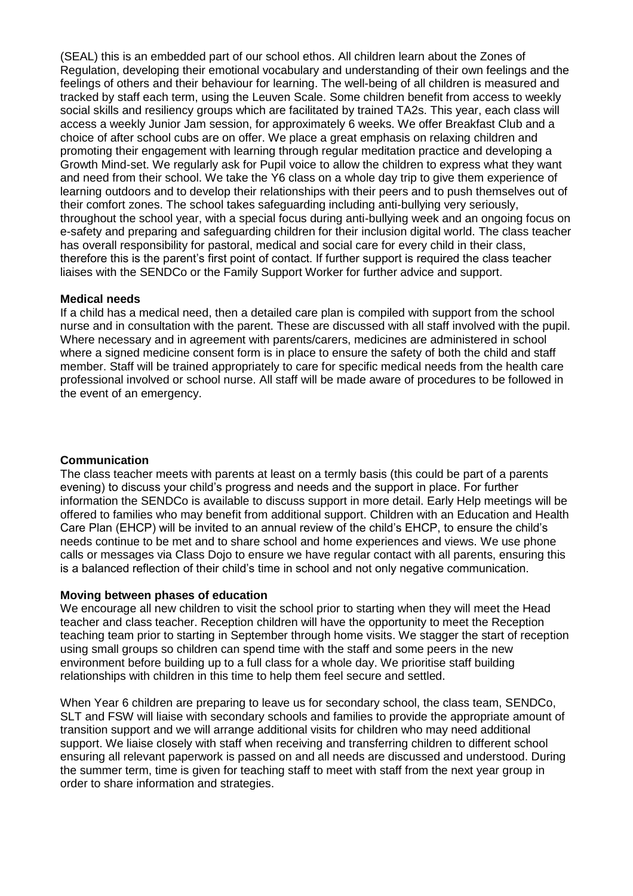(SEAL) this is an embedded part of our school ethos. All children learn about the Zones of Regulation, developing their emotional vocabulary and understanding of their own feelings and the feelings of others and their behaviour for learning. The well-being of all children is measured and tracked by staff each term, using the Leuven Scale. Some children benefit from access to weekly social skills and resiliency groups which are facilitated by trained TA2s. This year, each class will access a weekly Junior Jam session, for approximately 6 weeks. We offer Breakfast Club and a choice of after school cubs are on offer. We place a great emphasis on relaxing children and promoting their engagement with learning through regular meditation practice and developing a Growth Mind-set. We regularly ask for Pupil voice to allow the children to express what they want and need from their school. We take the Y6 class on a whole day trip to give them experience of learning outdoors and to develop their relationships with their peers and to push themselves out of their comfort zones. The school takes safeguarding including anti-bullying very seriously, throughout the school year, with a special focus during anti-bullying week and an ongoing focus on e-safety and preparing and safeguarding children for their inclusion digital world. The class teacher has overall responsibility for pastoral, medical and social care for every child in their class, therefore this is the parent's first point of contact. If further support is required the class teacher liaises with the SENDCo or the Family Support Worker for further advice and support.

**Medical needs**

If a child has a medical need, then a detailed care plan is compiled with support from the school nurse and in consultation with the parent. These are discussed with all staff involved with the pupil. Where necessary and in agreement with parents/carers, medicines are administered in school where a signed medicine consent form is in place to ensure the safety of both the child and staff member. Staff will be trained appropriately to care for specific medical needs from the health care professional involved or school nurse. All staff will be made aware of procedures to be followed in the event of an emergency.

**Communication**

The class teacher meets with parents at least on a termly basis (this could be part of a parents evening) to discuss your child's progress and needs and the support in place. For further information the SENDCo is available to discuss support in more detail. Early Help meetings will be offered to families who may benefit from additional support. Children with an Education and Health Care Plan (EHCP) will be invited to an annual review of the child's EHCP, to ensure the child's needs continue to be met and to share school and home experiences and views. We use phone calls or messages via Class Dojo to ensure we have regular contact with all parents, ensuring this is a balanced reflection of their child's time in school and not only negative communication.

**Moving between phases of education**

We encourage all new children to visit the school prior to starting when they will meet the Head teacher and class teacher. Reception children will have the opportunity to meet the Reception teaching team prior to starting in September through home visits. We stagger the start of reception using small groups so children can spend time with the staff and some peers in the new environment before building up to a full class for a whole day. We prioritise staff building relationships with children in this time to help them feel secure and settled.

When Year 6 children are preparing to leave us for secondary school, the class team, SENDCo, SLT and FSW will liaise with secondary schools and families to provide the appropriate amount of transition support and we will arrange additional visits for children who may need additional support. We liaise closely with staff when receiving and transferring children to different school ensuring all relevant paperwork is passed on and all needs are discussed and understood. During the summer term, time is given for teaching staff to meet with staff from the next year group in order to share information and strategies.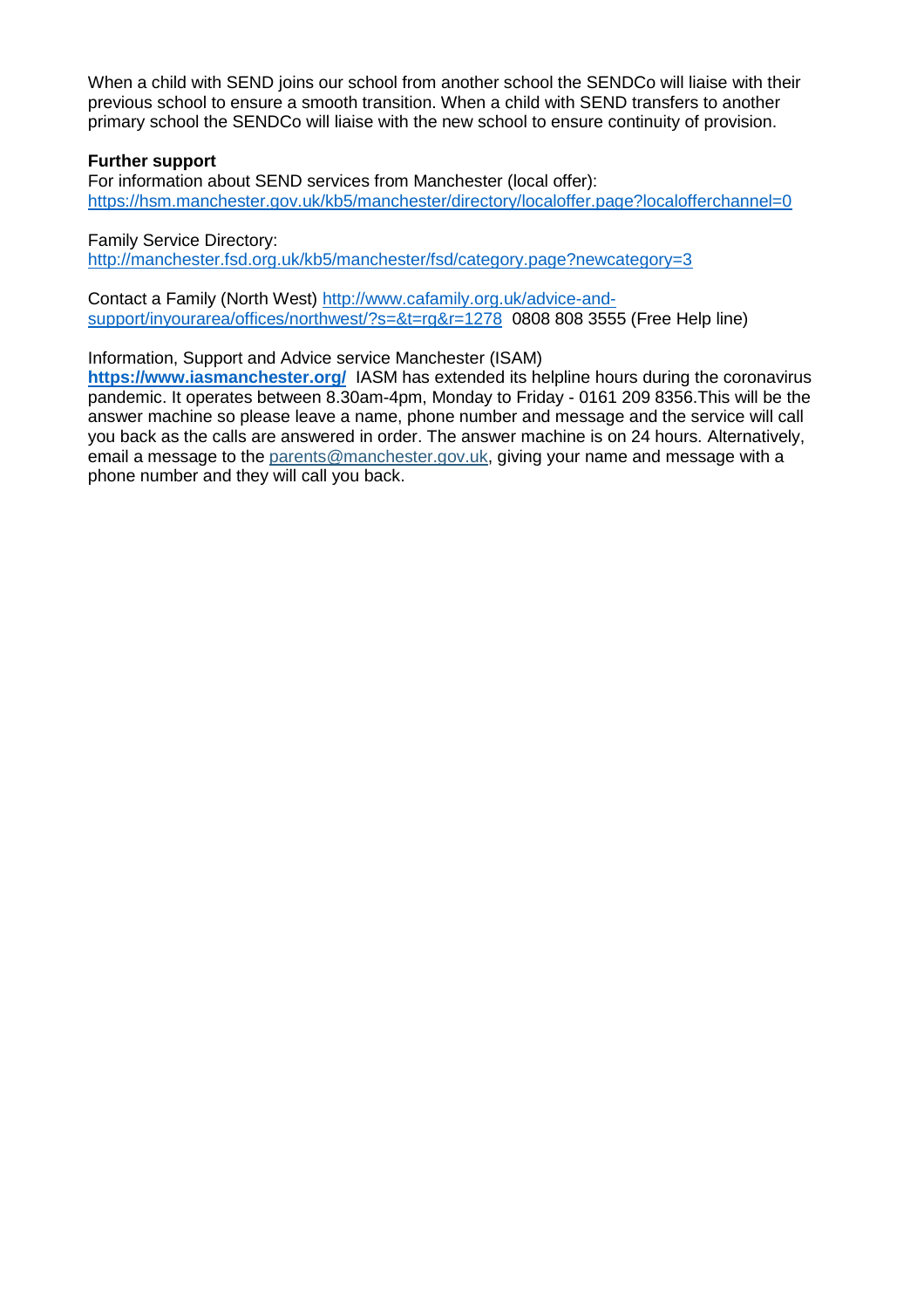When a child with SEND joins our school from another school the SENDCo will liaise with their previous school to ensure a smooth transition. When a child with SEND transfers to another primary school the SENDCo will liaise with the new school to ensure continuity of provision.

**Further support**

For information about SEND services from Manchester (local offer):
https://hsm.manchester.gov.uk/kb5/manchester/directory/localoffer.page?localofferchannel=0

Family Service Directory:
http://manchester.fsd.org.uk/kb5/manchester/fsd/category.page?newcategory=3

Contact a Family (North West) http://www.cafamily.org.uk/advice-and-support/inyourarea/offices/northwest/?s=&t=rg&r=1278 0808 808 3555 (Free Help line)

Information, Support and Advice service Manchester (ISAM)
**https://www.iasmanchester.org/** IASM has extended its helpline hours during the coronavirus pandemic. It operates between 8.30am-4pm, Monday to Friday - 0161 209 8356.This will be the answer machine so please leave a name, phone number and message and the service will call you back as the calls are answered in order. The answer machine is on 24 hours. Alternatively, email a message to the parents@manchester.gov.uk, giving your name and message with a phone number and they will call you back.